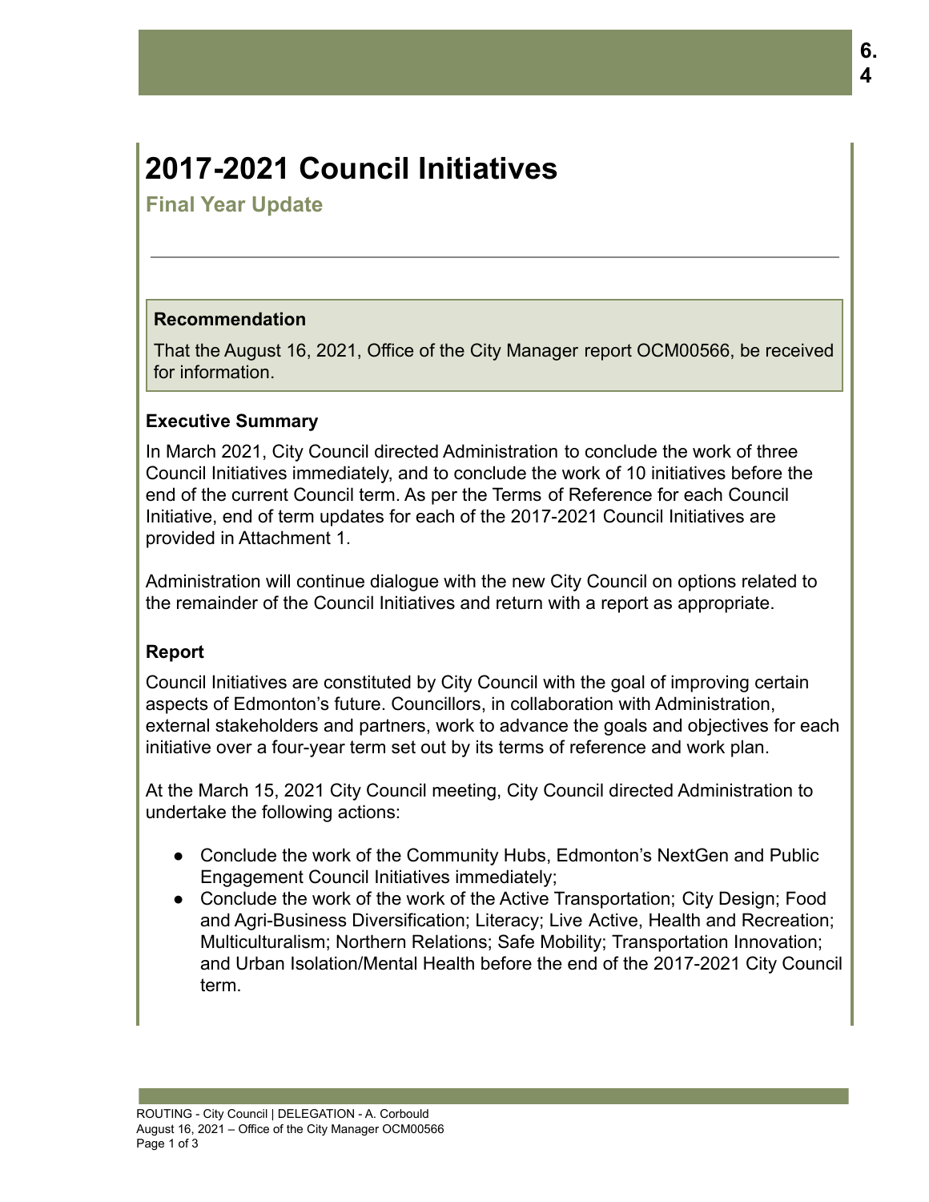# 2017-2021 Council Initiatives

## Final Year Update

**Recommendation**

That the August 16, 2021, Office of the City Manager report OCM00566, be received for information.

### Executive Summary

In March 2021, City Council directed Administration to conclude the work of three Council Initiatives immediately, and to conclude the work of 10 initiatives before the end of the current Council term. As per the Terms of Reference for each Council Initiative, end of term updates for each of the 2017-2021 Council Initiatives are provided in Attachment 1.

Administration will continue dialogue with the new City Council on options related to the remainder of the Council Initiatives and return with a report as appropriate.

### Report

Council Initiatives are constituted by City Council with the goal of improving certain aspects of Edmonton's future. Councillors, in collaboration with Administration, external stakeholders and partners, work to advance the goals and objectives for each initiative over a four-year term set out by its terms of reference and work plan.

At the March 15, 2021 City Council meeting, City Council directed Administration to undertake the following actions:

- Conclude the work of the Community Hubs, Edmonton's NextGen and Public Engagement Council Initiatives immediately;
- Conclude the work of the work of the Active Transportation; City Design; Food and Agri-Business Diversification; Literacy; Live Active, Health and Recreation; Multiculturalism; Northern Relations; Safe Mobility; Transportation Innovation; and Urban Isolation/Mental Health before the end of the 2017-2021 City Council term.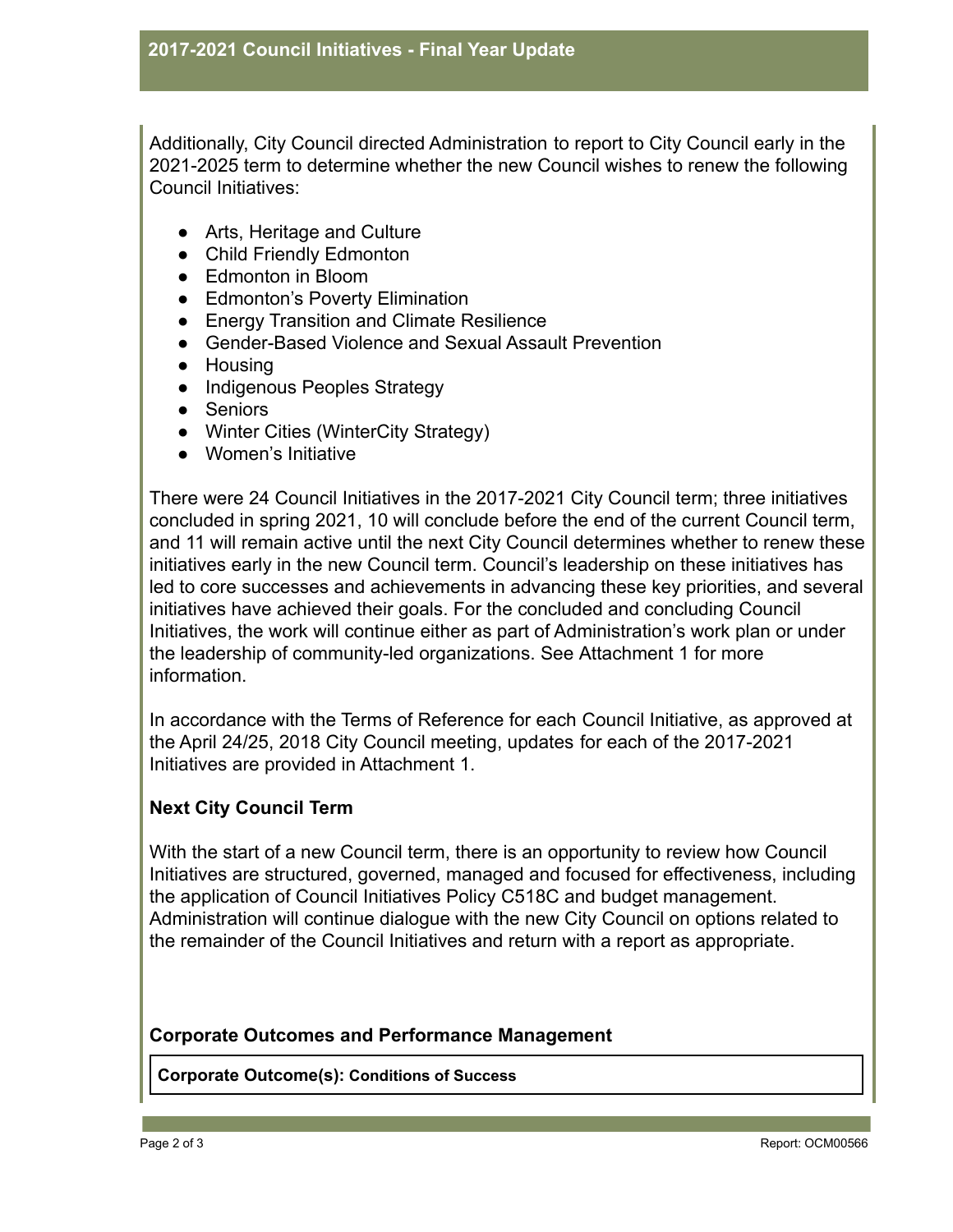Additionally, City Council directed Administration to report to City Council early in the 2021-2025 term to determine whether the new Council wishes to renew the following Council Initiatives:

- Arts, Heritage and Culture
- Child Friendly Edmonton
- Edmonton in Bloom
- Edmonton's Poverty Elimination
- Energy Transition and Climate Resilience
- Gender-Based Violence and Sexual Assault Prevention
- Housing
- Indigenous Peoples Strategy
- Seniors
- Winter Cities (WinterCity Strategy)
- Women's Initiative

There were 24 Council Initiatives in the 2017-2021 City Council term; three initiatives concluded in spring 2021, 10 will conclude before the end of the current Council term, and 11 will remain active until the next City Council determines whether to renew these initiatives early in the new Council term. Council's leadership on these initiatives has led to core successes and achievements in advancing these key priorities, and several initiatives have achieved their goals. For the concluded and concluding Council Initiatives, the work will continue either as part of Administration's work plan or under the leadership of community-led organizations. See Attachment 1 for more information.

In accordance with the Terms of Reference for each Council Initiative, as approved at the April 24/25, 2018 City Council meeting, updates for each of the 2017-2021 Initiatives are provided in Attachment 1.

### Next City Council Term

With the start of a new Council term, there is an opportunity to review how Council Initiatives are structured, governed, managed and focused for effectiveness, including the application of Council Initiatives Policy C518C and budget management. Administration will continue dialogue with the new City Council on options related to the remainder of the Council Initiatives and return with a report as appropriate.

### Corporate Outcomes and Performance Management

| **Corporate Outcome(s): Conditions of Success** |
|---|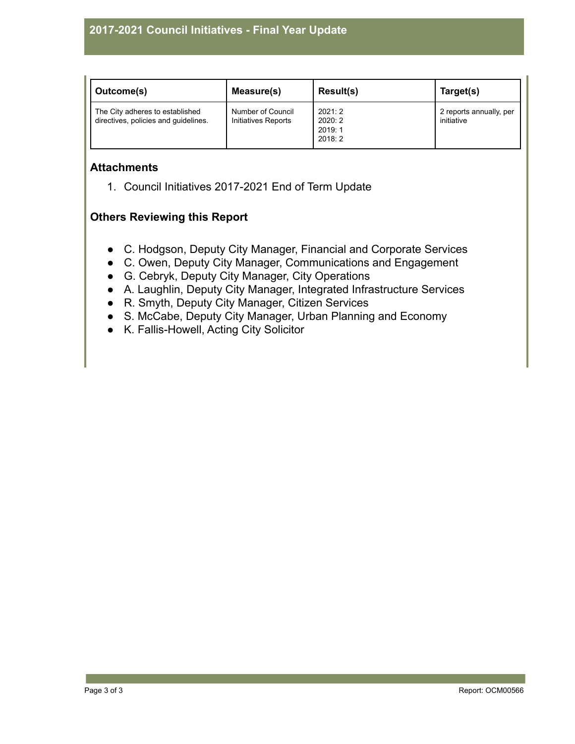| Outcome(s) | Measure(s) | Result(s) | Target(s) |
|---|---|---|---|
| The City adheres to established directives, policies and guidelines. | Number of Council Initiatives Reports | 2021: 2<br>2020: 2<br>2019: 1<br>2018: 2 | 2 reports annually, per initiative |

## Attachments

1. Council Initiatives 2017-2021 End of Term Update

## Others Reviewing this Report

- C. Hodgson, Deputy City Manager, Financial and Corporate Services
- C. Owen, Deputy City Manager, Communications and Engagement
- G. Cebryk, Deputy City Manager, City Operations
- A. Laughlin, Deputy City Manager, Integrated Infrastructure Services
- R. Smyth, Deputy City Manager, Citizen Services
- S. McCabe, Deputy City Manager, Urban Planning and Economy
- K. Fallis-Howell, Acting City Solicitor